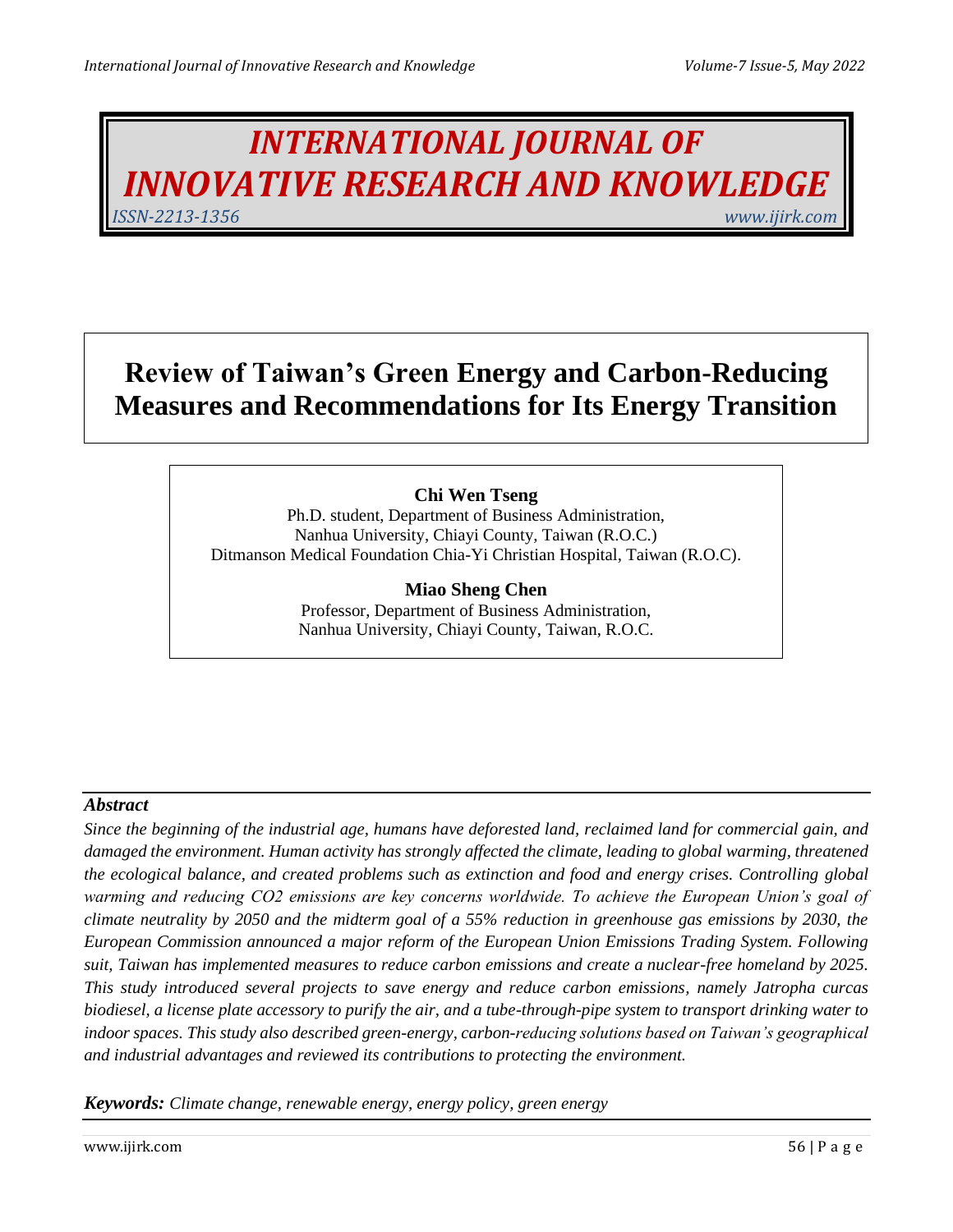# INTERNATIONAL JOURNAL OF INNOVATIVE RESEARCH AND KNOWLEDGE

*ISSN-2213-1356* *www.ijirk.com*

# Review of Taiwan's Green Energy and Carbon-Reducing Measures and Recommendations for Its Energy Transition

**Chi Wen Tseng**
Ph.D. student, Department of Business Administration,
Nanhua University, Chiayi County, Taiwan (R.O.C.)
Ditmanson Medical Foundation Chia-Yi Christian Hospital, Taiwan (R.O.C).

**Miao Sheng Chen**
Professor, Department of Business Administration,
Nanhua University, Chiayi County, Taiwan, R.O.C.

## Abstract

*Since the beginning of the industrial age, humans have deforested land, reclaimed land for commercial gain, and damaged the environment. Human activity has strongly affected the climate, leading to global warming, threatened the ecological balance, and created problems such as extinction and food and energy crises. Controlling global warming and reducing CO2 emissions are key concerns worldwide. To achieve the European Union's goal of climate neutrality by 2050 and the midterm goal of a 55% reduction in greenhouse gas emissions by 2030, the European Commission announced a major reform of the European Union Emissions Trading System. Following suit, Taiwan has implemented measures to reduce carbon emissions and create a nuclear-free homeland by 2025. This study introduced several projects to save energy and reduce carbon emissions, namely Jatropha curcas biodiesel, a license plate accessory to purify the air, and a tube-through-pipe system to transport drinking water to indoor spaces. This study also described green-energy, carbon-reducing solutions based on Taiwan's geographical and industrial advantages and reviewed its contributions to protecting the environment.*

***Keywords:*** *Climate change, renewable energy, energy policy, green energy*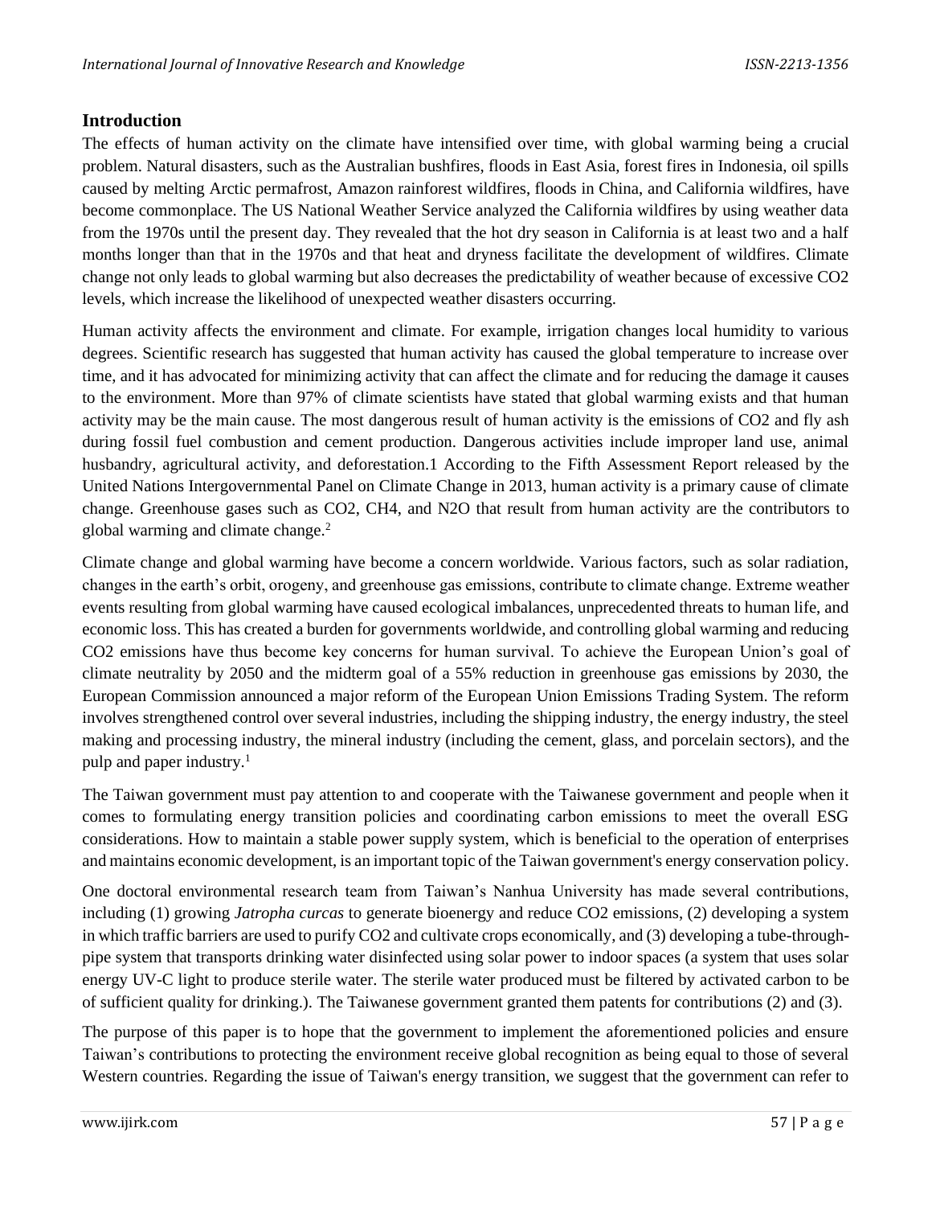## Introduction

The effects of human activity on the climate have intensified over time, with global warming being a crucial problem. Natural disasters, such as the Australian bushfires, floods in East Asia, forest fires in Indonesia, oil spills caused by melting Arctic permafrost, Amazon rainforest wildfires, floods in China, and California wildfires, have become commonplace. The US National Weather Service analyzed the California wildfires by using weather data from the 1970s until the present day. They revealed that the hot dry season in California is at least two and a half months longer than that in the 1970s and that heat and dryness facilitate the development of wildfires. Climate change not only leads to global warming but also decreases the predictability of weather because of excessive $CO_2$ levels, which increase the likelihood of unexpected weather disasters occurring.

Human activity affects the environment and climate. For example, irrigation changes local humidity to various degrees. Scientific research has suggested that human activity has caused the global temperature to increase over time, and it has advocated for minimizing activity that can affect the climate and for reducing the damage it causes to the environment. More than 97% of climate scientists have stated that global warming exists and that human activity may be the main cause. The most dangerous result of human activity is the emissions of $CO_2$ and fly ash during fossil fuel combustion and cement production. Dangerous activities include improper land use, animal husbandry, agricultural activity, and deforestation.1 According to the Fifth Assessment Report released by the United Nations Intergovernmental Panel on Climate Change in 2013, human activity is a primary cause of climate change. Greenhouse gases such as $CO_2$, $CH_4$, and $N_2O$ that result from human activity are the contributors to global warming and climate change.[2]

Climate change and global warming have become a concern worldwide. Various factors, such as solar radiation, changes in the earth's orbit, orogeny, and greenhouse gas emissions, contribute to climate change. Extreme weather events resulting from global warming have caused ecological imbalances, unprecedented threats to human life, and economic loss. This has created a burden for governments worldwide, and controlling global warming and reducing $CO_2$ emissions have thus become key concerns for human survival. To achieve the European Union's goal of climate neutrality by 2050 and the midterm goal of a 55% reduction in greenhouse gas emissions by 2030, the European Commission announced a major reform of the European Union Emissions Trading System. The reform involves strengthened control over several industries, including the shipping industry, the energy industry, the steel making and processing industry, the mineral industry (including the cement, glass, and porcelain sectors), and the pulp and paper industry.[1]

The Taiwan government must pay attention to and cooperate with the Taiwanese government and people when it comes to formulating energy transition policies and coordinating carbon emissions to meet the overall ESG considerations. How to maintain a stable power supply system, which is beneficial to the operation of enterprises and maintains economic development, is an important topic of the Taiwan government's energy conservation policy.

One doctoral environmental research team from Taiwan's Nanhua University has made several contributions, including (1) growing *Jatropha curcas* to generate bioenergy and reduce $CO_2$ emissions, (2) developing a system in which traffic barriers are used to purify $CO_2$ and cultivate crops economically, and (3) developing a tube-through-pipe system that transports drinking water disinfected using solar power to indoor spaces (a system that uses solar energy UV-C light to produce sterile water. The sterile water produced must be filtered by activated carbon to be of sufficient quality for drinking.). The Taiwanese government granted them patents for contributions (2) and (3).

The purpose of this paper is to hope that the government to implement the aforementioned policies and ensure Taiwan's contributions to protecting the environment receive global recognition as being equal to those of several Western countries. Regarding the issue of Taiwan's energy transition, we suggest that the government can refer to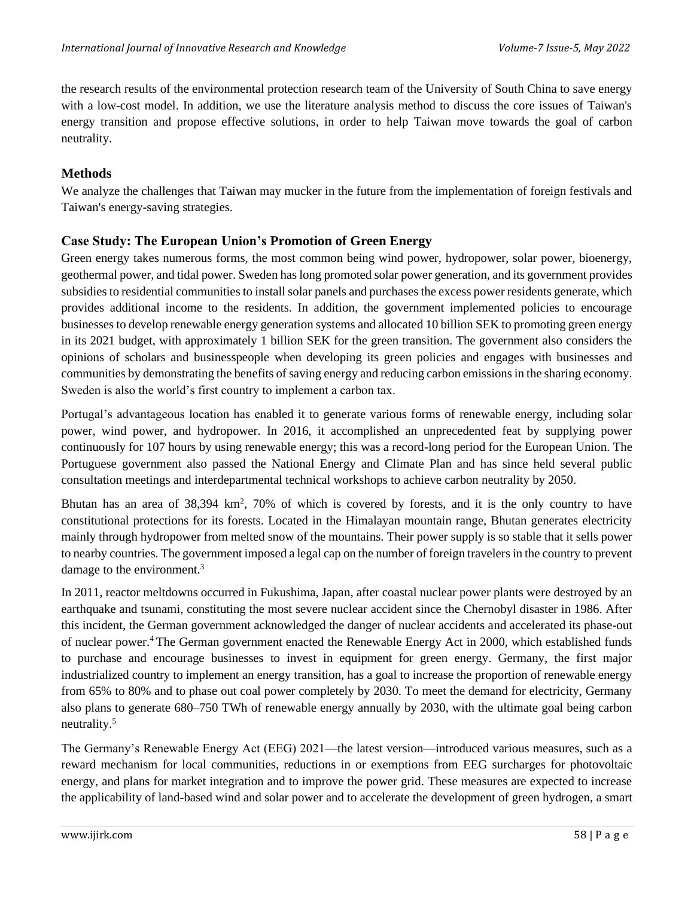the research results of the environmental protection research team of the University of South China to save energy with a low-cost model. In addition, we use the literature analysis method to discuss the core issues of Taiwan's energy transition and propose effective solutions, in order to help Taiwan move towards the goal of carbon neutrality.

## Methods

We analyze the challenges that Taiwan may mucker in the future from the implementation of foreign festivals and Taiwan's energy-saving strategies.

## Case Study: The European Union's Promotion of Green Energy

Green energy takes numerous forms, the most common being wind power, hydropower, solar power, bioenergy, geothermal power, and tidal power. Sweden has long promoted solar power generation, and its government provides subsidies to residential communities to install solar panels and purchases the excess power residents generate, which provides additional income to the residents. In addition, the government implemented policies to encourage businesses to develop renewable energy generation systems and allocated 10 billion SEK to promoting green energy in its 2021 budget, with approximately 1 billion SEK for the green transition. The government also considers the opinions of scholars and businesspeople when developing its green policies and engages with businesses and communities by demonstrating the benefits of saving energy and reducing carbon emissions in the sharing economy. Sweden is also the world's first country to implement a carbon tax.

Portugal's advantageous location has enabled it to generate various forms of renewable energy, including solar power, wind power, and hydropower. In 2016, it accomplished an unprecedented feat by supplying power continuously for 107 hours by using renewable energy; this was a record-long period for the European Union. The Portuguese government also passed the National Energy and Climate Plan and has since held several public consultation meetings and interdepartmental technical workshops to achieve carbon neutrality by 2050.

Bhutan has an area of 38,394 $km^2$, 70% of which is covered by forests, and it is the only country to have constitutional protections for its forests. Located in the Himalayan mountain range, Bhutan generates electricity mainly through hydropower from melted snow of the mountains. Their power supply is so stable that it sells power to nearby countries. The government imposed a legal cap on the number of foreign travelers in the country to prevent damage to the environment.[3]

In 2011, reactor meltdowns occurred in Fukushima, Japan, after coastal nuclear power plants were destroyed by an earthquake and tsunami, constituting the most severe nuclear accident since the Chernobyl disaster in 1986. After this incident, the German government acknowledged the danger of nuclear accidents and accelerated its phase-out of nuclear power.[4] The German government enacted the Renewable Energy Act in 2000, which established funds to purchase and encourage businesses to invest in equipment for green energy. Germany, the first major industrialized country to implement an energy transition, has a goal to increase the proportion of renewable energy from 65% to 80% and to phase out coal power completely by 2030. To meet the demand for electricity, Germany also plans to generate 680–750 TWh of renewable energy annually by 2030, with the ultimate goal being carbon neutrality.[5]

The Germany's Renewable Energy Act (EEG) 2021—the latest version—introduced various measures, such as a reward mechanism for local communities, reductions in or exemptions from EEG surcharges for photovoltaic energy, and plans for market integration and to improve the power grid. These measures are expected to increase the applicability of land-based wind and solar power and to accelerate the development of green hydrogen, a smart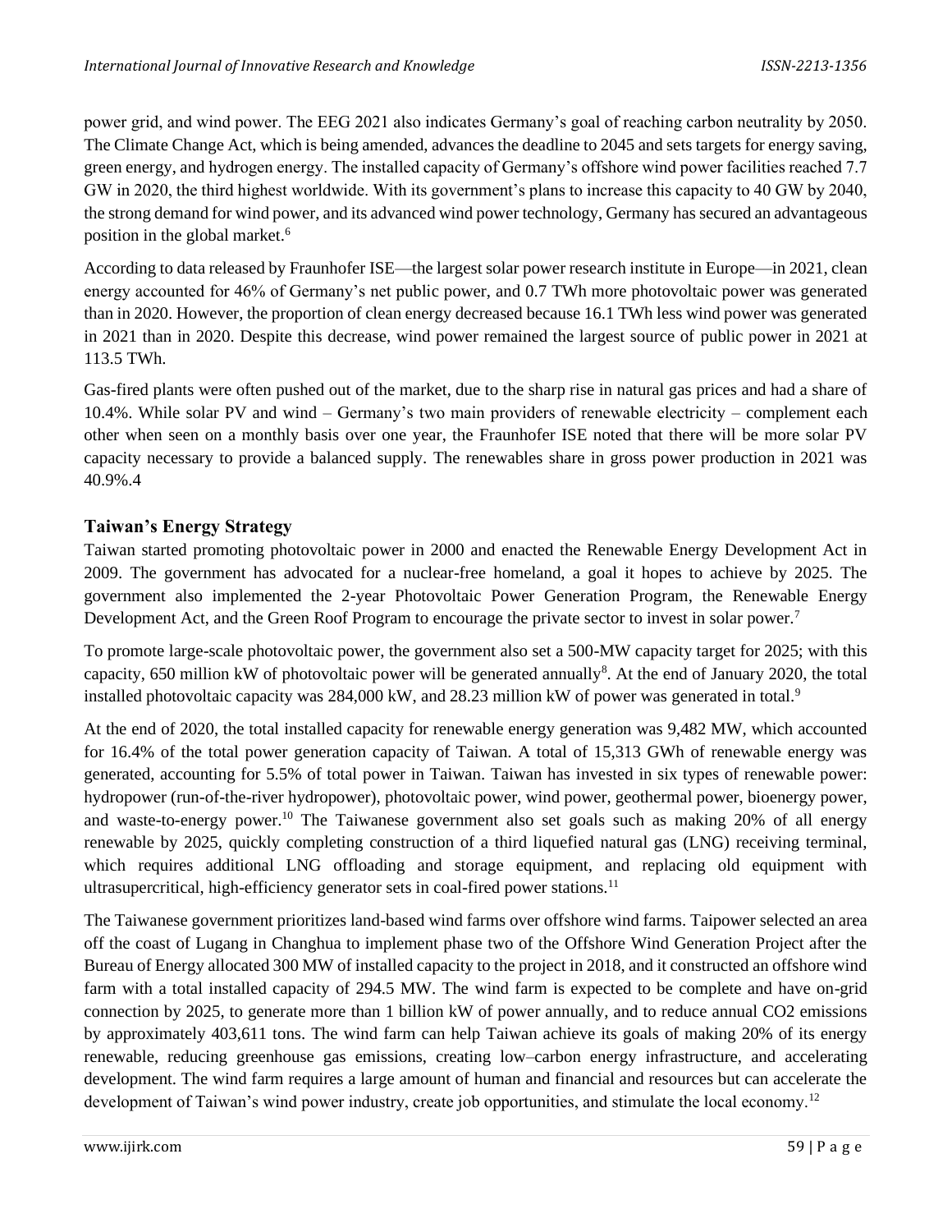power grid, and wind power. The EEG 2021 also indicates Germany's goal of reaching carbon neutrality by 2050. The Climate Change Act, which is being amended, advances the deadline to 2045 and sets targets for energy saving, green energy, and hydrogen energy. The installed capacity of Germany's offshore wind power facilities reached 7.7 GW in 2020, the third highest worldwide. With its government's plans to increase this capacity to 40 GW by 2040, the strong demand for wind power, and its advanced wind power technology, Germany has secured an advantageous position in the global market.[6]

According to data released by Fraunhofer ISE—the largest solar power research institute in Europe—in 2021, clean energy accounted for 46% of Germany's net public power, and 0.7 TWh more photovoltaic power was generated than in 2020. However, the proportion of clean energy decreased because 16.1 TWh less wind power was generated in 2021 than in 2020. Despite this decrease, wind power remained the largest source of public power in 2021 at 113.5 TWh.

Gas-fired plants were often pushed out of the market, due to the sharp rise in natural gas prices and had a share of 10.4%. While solar PV and wind – Germany's two main providers of renewable electricity – complement each other when seen on a monthly basis over one year, the Fraunhofer ISE noted that there will be more solar PV capacity necessary to provide a balanced supply. The renewables share in gross power production in 2021 was 40.9%.4

## Taiwan's Energy Strategy

Taiwan started promoting photovoltaic power in 2000 and enacted the Renewable Energy Development Act in 2009. The government has advocated for a nuclear-free homeland, a goal it hopes to achieve by 2025. The government also implemented the 2-year Photovoltaic Power Generation Program, the Renewable Energy Development Act, and the Green Roof Program to encourage the private sector to invest in solar power.[7]

To promote large-scale photovoltaic power, the government also set a 500-MW capacity target for 2025; with this capacity, 650 million kW of photovoltaic power will be generated annually[8]. At the end of January 2020, the total installed photovoltaic capacity was 284,000 kW, and 28.23 million kW of power was generated in total.[9]

At the end of 2020, the total installed capacity for renewable energy generation was 9,482 MW, which accounted for 16.4% of the total power generation capacity of Taiwan. A total of 15,313 GWh of renewable energy was generated, accounting for 5.5% of total power in Taiwan. Taiwan has invested in six types of renewable power: hydropower (run-of-the-river hydropower), photovoltaic power, wind power, geothermal power, bioenergy power, and waste-to-energy power.[10] The Taiwanese government also set goals such as making 20% of all energy renewable by 2025, quickly completing construction of a third liquefied natural gas (LNG) receiving terminal, which requires additional LNG offloading and storage equipment, and replacing old equipment with ultrasupercritical, high-efficiency generator sets in coal-fired power stations.[11]

The Taiwanese government prioritizes land-based wind farms over offshore wind farms. Taipower selected an area off the coast of Lugang in Changhua to implement phase two of the Offshore Wind Generation Project after the Bureau of Energy allocated 300 MW of installed capacity to the project in 2018, and it constructed an offshore wind farm with a total installed capacity of 294.5 MW. The wind farm is expected to be complete and have on-grid connection by 2025, to generate more than 1 billion kW of power annually, and to reduce annual $CO_2$ emissions by approximately 403,611 tons. The wind farm can help Taiwan achieve its goals of making 20% of its energy renewable, reducing greenhouse gas emissions, creating low–carbon energy infrastructure, and accelerating development. The wind farm requires a large amount of human and financial and resources but can accelerate the development of Taiwan's wind power industry, create job opportunities, and stimulate the local economy.[12]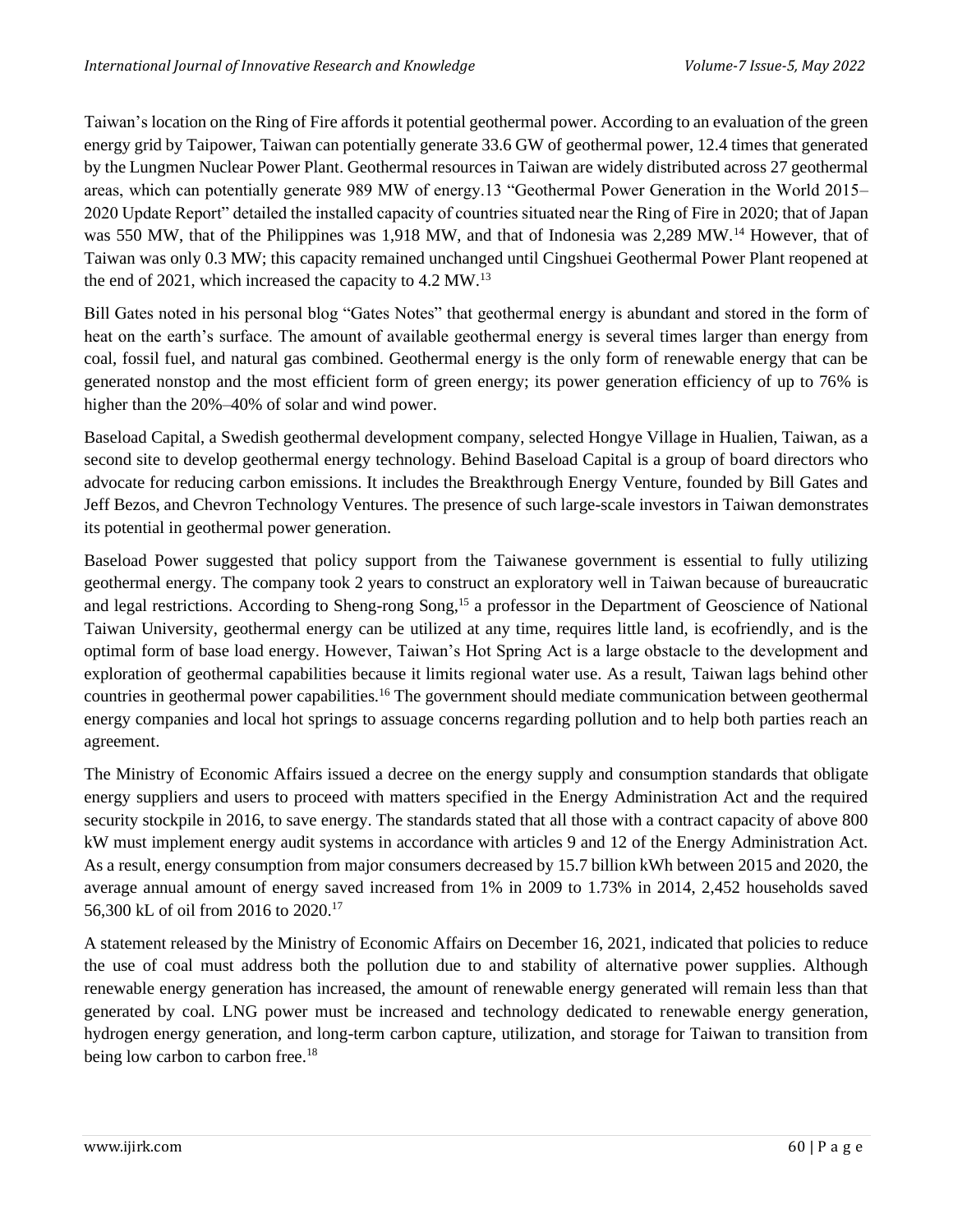Taiwan's location on the Ring of Fire affords it potential geothermal power. According to an evaluation of the green energy grid by Taipower, Taiwan can potentially generate 33.6 GW of geothermal power, 12.4 times that generated by the Lungmen Nuclear Power Plant. Geothermal resources in Taiwan are widely distributed across 27 geothermal areas, which can potentially generate 989 MW of energy.13 "Geothermal Power Generation in the World 2015–2020 Update Report" detailed the installed capacity of countries situated near the Ring of Fire in 2020; that of Japan was 550 MW, that of the Philippines was 1,918 MW, and that of Indonesia was 2,289 MW.[14] However, that of Taiwan was only 0.3 MW; this capacity remained unchanged until Cingshuei Geothermal Power Plant reopened at the end of 2021, which increased the capacity to 4.2 MW.[13]

Bill Gates noted in his personal blog "Gates Notes" that geothermal energy is abundant and stored in the form of heat on the earth's surface. The amount of available geothermal energy is several times larger than energy from coal, fossil fuel, and natural gas combined. Geothermal energy is the only form of renewable energy that can be generated nonstop and the most efficient form of green energy; its power generation efficiency of up to 76% is higher than the 20%–40% of solar and wind power.

Baseload Capital, a Swedish geothermal development company, selected Hongye Village in Hualien, Taiwan, as a second site to develop geothermal energy technology. Behind Baseload Capital is a group of board directors who advocate for reducing carbon emissions. It includes the Breakthrough Energy Venture, founded by Bill Gates and Jeff Bezos, and Chevron Technology Ventures. The presence of such large-scale investors in Taiwan demonstrates its potential in geothermal power generation.

Baseload Power suggested that policy support from the Taiwanese government is essential to fully utilizing geothermal energy. The company took 2 years to construct an exploratory well in Taiwan because of bureaucratic and legal restrictions. According to Sheng-rong Song,[15] a professor in the Department of Geoscience of National Taiwan University, geothermal energy can be utilized at any time, requires little land, is ecofriendly, and is the optimal form of base load energy. However, Taiwan's Hot Spring Act is a large obstacle to the development and exploration of geothermal capabilities because it limits regional water use. As a result, Taiwan lags behind other countries in geothermal power capabilities.[16] The government should mediate communication between geothermal energy companies and local hot springs to assuage concerns regarding pollution and to help both parties reach an agreement.

The Ministry of Economic Affairs issued a decree on the energy supply and consumption standards that obligate energy suppliers and users to proceed with matters specified in the Energy Administration Act and the required security stockpile in 2016, to save energy. The standards stated that all those with a contract capacity of above 800 kW must implement energy audit systems in accordance with articles 9 and 12 of the Energy Administration Act. As a result, energy consumption from major consumers decreased by 15.7 billion kWh between 2015 and 2020, the average annual amount of energy saved increased from 1% in 2009 to 1.73% in 2014, 2,452 households saved 56,300 kL of oil from 2016 to 2020.[17]

A statement released by the Ministry of Economic Affairs on December 16, 2021, indicated that policies to reduce the use of coal must address both the pollution due to and stability of alternative power supplies. Although renewable energy generation has increased, the amount of renewable energy generated will remain less than that generated by coal. LNG power must be increased and technology dedicated to renewable energy generation, hydrogen energy generation, and long-term carbon capture, utilization, and storage for Taiwan to transition from being low carbon to carbon free.[18]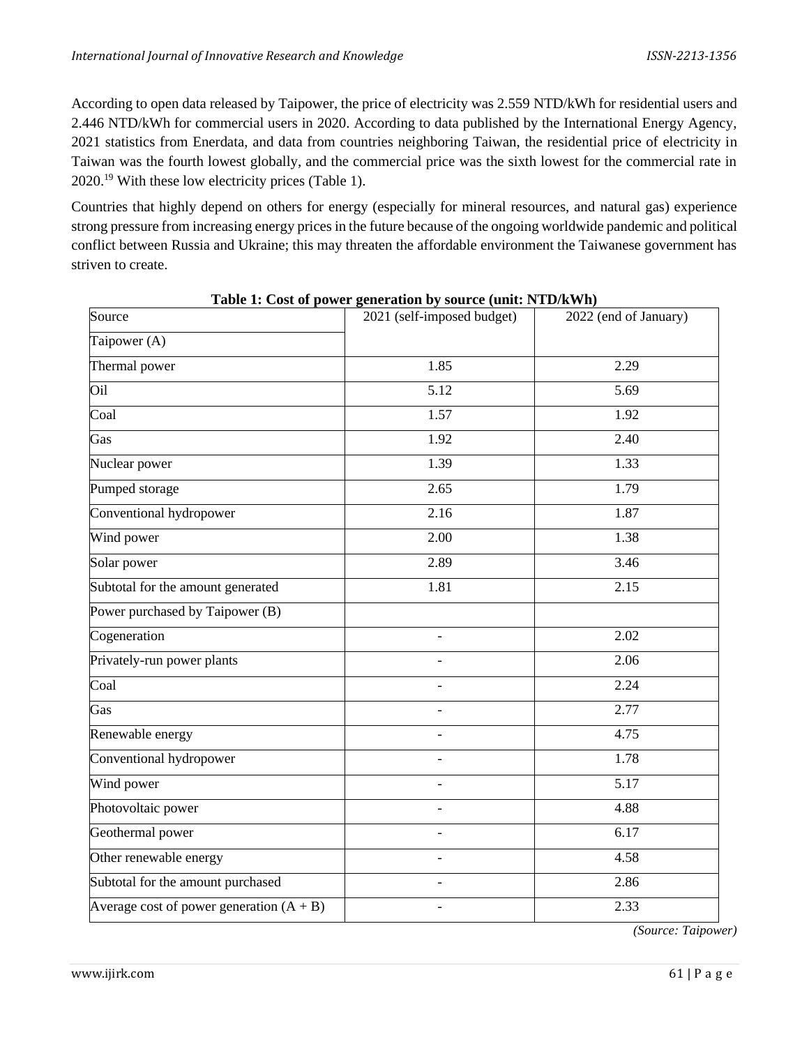According to open data released by Taipower, the price of electricity was 2.559 NTD/kWh for residential users and 2.446 NTD/kWh for commercial users in 2020. According to data published by the International Energy Agency, 2021 statistics from Enerdata, and data from countries neighboring Taiwan, the residential price of electricity in Taiwan was the fourth lowest globally, and the commercial price was the sixth lowest for the commercial rate in 2020.[19] With these low electricity prices (Table 1).

Countries that highly depend on others for energy (especially for mineral resources, and natural gas) experience strong pressure from increasing energy prices in the future because of the ongoing worldwide pandemic and political conflict between Russia and Ukraine; this may threaten the affordable environment the Taiwanese government has striven to create.

**Table 1: Cost of power generation by source (unit: NTD/kWh)**

| Source | 2021 (self-imposed budget) | 2022 (end of January) |
|---|---|---|
| Taipower (A) | | |
| Thermal power | 1.85 | 2.29 |
| Oil | 5.12 | 5.69 |
| Coal | 1.57 | 1.92 |
| Gas | 1.92 | 2.40 |
| Nuclear power | 1.39 | 1.33 |
| Pumped storage | 2.65 | 1.79 |
| Conventional hydropower | 2.16 | 1.87 |
| Wind power | 2.00 | 1.38 |
| Solar power | 2.89 | 3.46 |
| Subtotal for the amount generated | 1.81 | 2.15 |
| Power purchased by Taipower (B) | | |
| Cogeneration | - | 2.02 |
| Privately-run power plants | - | 2.06 |
| Coal | - | 2.24 |
| Gas | - | 2.77 |
| Renewable energy | - | 4.75 |
| Conventional hydropower | - | 1.78 |
| Wind power | - | 5.17 |
| Photovoltaic power | - | 4.88 |
| Geothermal power | - | 6.17 |
| Other renewable energy | - | 4.58 |
| Subtotal for the amount purchased | - | 2.86 |
| Average cost of power generation (A + B) | - | 2.33 |

*(Source: Taipower)*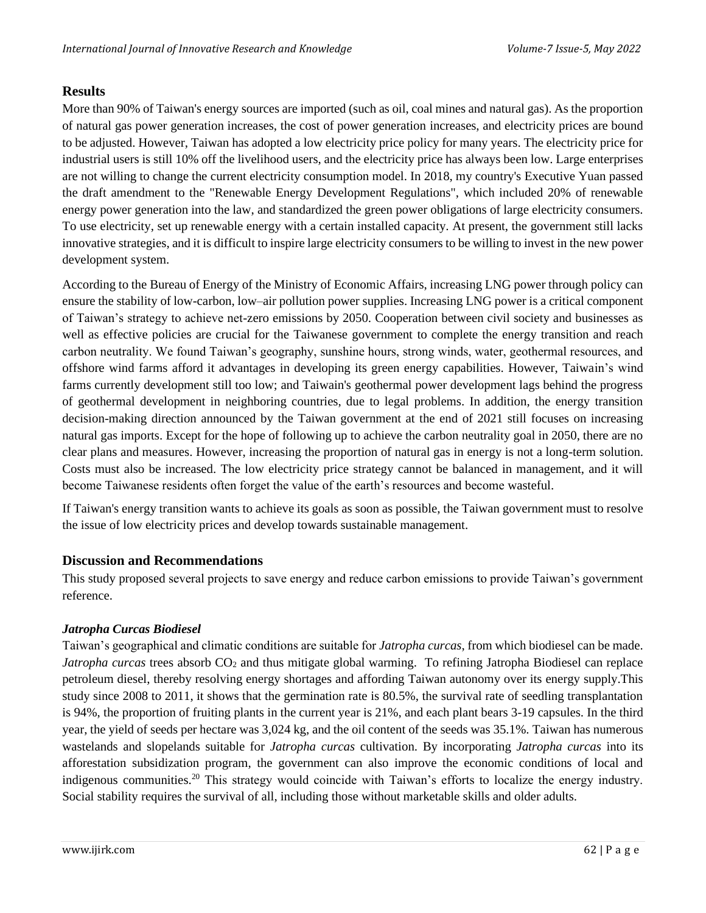## Results

More than 90% of Taiwan's energy sources are imported (such as oil, coal mines and natural gas). As the proportion of natural gas power generation increases, the cost of power generation increases, and electricity prices are bound to be adjusted. However, Taiwan has adopted a low electricity price policy for many years. The electricity price for industrial users is still 10% off the livelihood users, and the electricity price has always been low. Large enterprises are not willing to change the current electricity consumption model. In 2018, my country's Executive Yuan passed the draft amendment to the "Renewable Energy Development Regulations", which included 20% of renewable energy power generation into the law, and standardized the green power obligations of large electricity consumers. To use electricity, set up renewable energy with a certain installed capacity. At present, the government still lacks innovative strategies, and it is difficult to inspire large electricity consumers to be willing to invest in the new power development system.

According to the Bureau of Energy of the Ministry of Economic Affairs, increasing LNG power through policy can ensure the stability of low-carbon, low–air pollution power supplies. Increasing LNG power is a critical component of Taiwan's strategy to achieve net-zero emissions by 2050. Cooperation between civil society and businesses as well as effective policies are crucial for the Taiwanese government to complete the energy transition and reach carbon neutrality. We found Taiwan's geography, sunshine hours, strong winds, water, geothermal resources, and offshore wind farms afford it advantages in developing its green energy capabilities. However, Taiwain's wind farms currently development still too low; and Taiwain's geothermal power development lags behind the progress of geothermal development in neighboring countries, due to legal problems. In addition, the energy transition decision-making direction announced by the Taiwan government at the end of 2021 still focuses on increasing natural gas imports. Except for the hope of following up to achieve the carbon neutrality goal in 2050, there are no clear plans and measures. However, increasing the proportion of natural gas in energy is not a long-term solution. Costs must also be increased. The low electricity price strategy cannot be balanced in management, and it will become Taiwanese residents often forget the value of the earth's resources and become wasteful.

If Taiwan's energy transition wants to achieve its goals as soon as possible, the Taiwan government must to resolve the issue of low electricity prices and develop towards sustainable management.

## Discussion and Recommendations

This study proposed several projects to save energy and reduce carbon emissions to provide Taiwan's government reference.

### *Jatropha Curcas Biodiesel*

Taiwan's geographical and climatic conditions are suitable for *Jatropha curcas*, from which biodiesel can be made. *Jatropha curcas* trees absorb $CO_2$ and thus mitigate global warming. To refining Jatropha Biodiesel can replace petroleum diesel, thereby resolving energy shortages and affording Taiwan autonomy over its energy supply.This study since 2008 to 2011, it shows that the germination rate is 80.5%, the survival rate of seedling transplantation is 94%, the proportion of fruiting plants in the current year is 21%, and each plant bears 3-19 capsules. In the third year, the yield of seeds per hectare was 3,024 kg, and the oil content of the seeds was 35.1%. Taiwan has numerous wastelands and slopelands suitable for *Jatropha curcas* cultivation. By incorporating *Jatropha curcas* into its afforestation subsidization program, the government can also improve the economic conditions of local and indigenous communities.[20] This strategy would coincide with Taiwan's efforts to localize the energy industry. Social stability requires the survival of all, including those without marketable skills and older adults.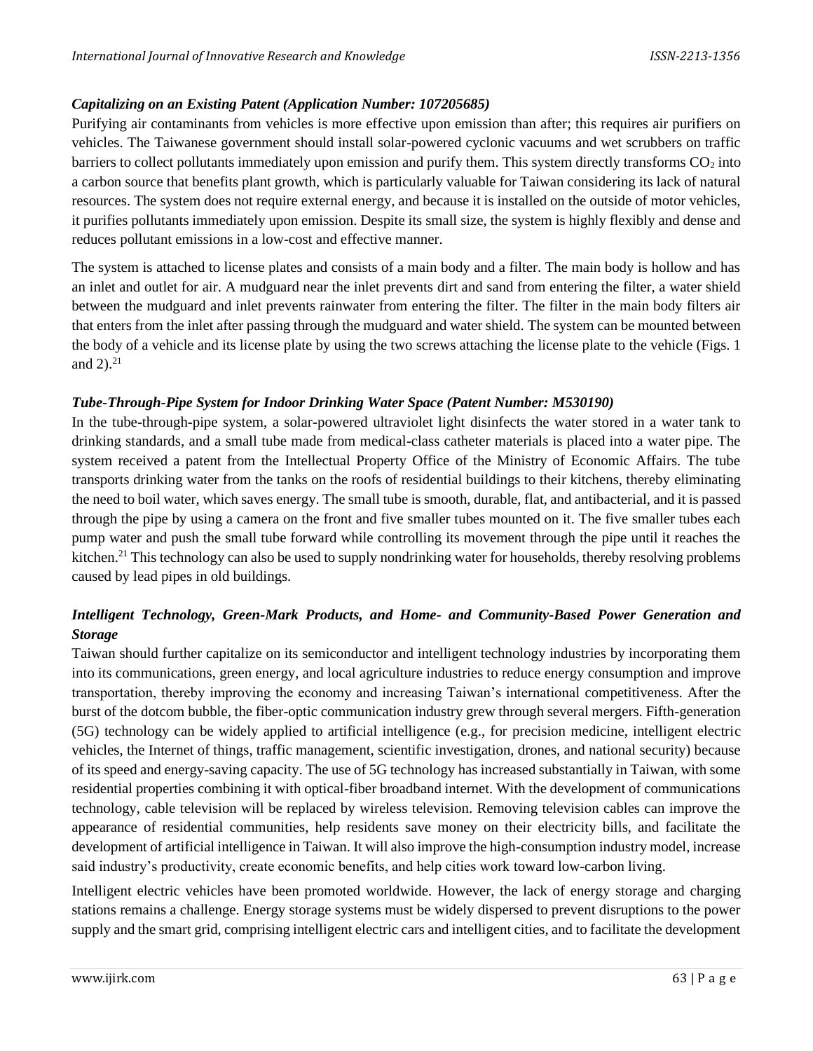### *Capitalizing on an Existing Patent (Application Number: 107205685)*

Purifying air contaminants from vehicles is more effective upon emission than after; this requires air purifiers on vehicles. The Taiwanese government should install solar-powered cyclonic vacuums and wet scrubbers on traffic barriers to collect pollutants immediately upon emission and purify them. This system directly transforms $CO_2$ into a carbon source that benefits plant growth, which is particularly valuable for Taiwan considering its lack of natural resources. The system does not require external energy, and because it is installed on the outside of motor vehicles, it purifies pollutants immediately upon emission. Despite its small size, the system is highly flexibly and dense and reduces pollutant emissions in a low-cost and effective manner.

The system is attached to license plates and consists of a main body and a filter. The main body is hollow and has an inlet and outlet for air. A mudguard near the inlet prevents dirt and sand from entering the filter, a water shield between the mudguard and inlet prevents rainwater from entering the filter. The filter in the main body filters air that enters from the inlet after passing through the mudguard and water shield. The system can be mounted between the body of a vehicle and its license plate by using the two screws attaching the license plate to the vehicle (Figs. 1 and 2).[21]

### *Tube-Through-Pipe System for Indoor Drinking Water Space (Patent Number: M530190)*

In the tube-through-pipe system, a solar-powered ultraviolet light disinfects the water stored in a water tank to drinking standards, and a small tube made from medical-class catheter materials is placed into a water pipe. The system received a patent from the Intellectual Property Office of the Ministry of Economic Affairs. The tube transports drinking water from the tanks on the roofs of residential buildings to their kitchens, thereby eliminating the need to boil water, which saves energy. The small tube is smooth, durable, flat, and antibacterial, and it is passed through the pipe by using a camera on the front and five smaller tubes mounted on it. The five smaller tubes each pump water and push the small tube forward while controlling its movement through the pipe until it reaches the kitchen.[21] This technology can also be used to supply nondrinking water for households, thereby resolving problems caused by lead pipes in old buildings.

### *Intelligent Technology, Green-Mark Products, and Home- and Community-Based Power Generation and Storage*

Taiwan should further capitalize on its semiconductor and intelligent technology industries by incorporating them into its communications, green energy, and local agriculture industries to reduce energy consumption and improve transportation, thereby improving the economy and increasing Taiwan's international competitiveness. After the burst of the dotcom bubble, the fiber-optic communication industry grew through several mergers. Fifth-generation (5G) technology can be widely applied to artificial intelligence (e.g., for precision medicine, intelligent electric vehicles, the Internet of things, traffic management, scientific investigation, drones, and national security) because of its speed and energy-saving capacity. The use of 5G technology has increased substantially in Taiwan, with some residential properties combining it with optical-fiber broadband internet. With the development of communications technology, cable television will be replaced by wireless television. Removing television cables can improve the appearance of residential communities, help residents save money on their electricity bills, and facilitate the development of artificial intelligence in Taiwan. It will also improve the high-consumption industry model, increase said industry's productivity, create economic benefits, and help cities work toward low-carbon living.

Intelligent electric vehicles have been promoted worldwide. However, the lack of energy storage and charging stations remains a challenge. Energy storage systems must be widely dispersed to prevent disruptions to the power supply and the smart grid, comprising intelligent electric cars and intelligent cities, and to facilitate the development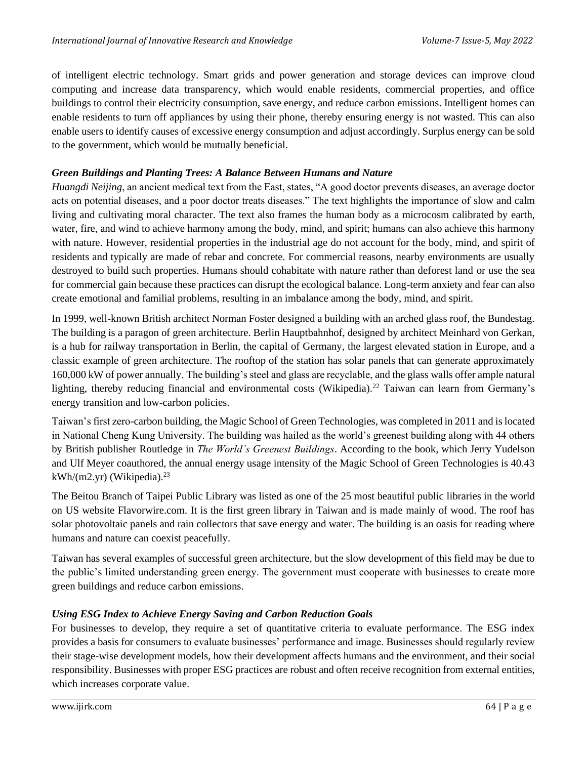of intelligent electric technology. Smart grids and power generation and storage devices can improve cloud computing and increase data transparency, which would enable residents, commercial properties, and office buildings to control their electricity consumption, save energy, and reduce carbon emissions. Intelligent homes can enable residents to turn off appliances by using their phone, thereby ensuring energy is not wasted. This can also enable users to identify causes of excessive energy consumption and adjust accordingly. Surplus energy can be sold to the government, which would be mutually beneficial.

### *Green Buildings and Planting Trees: A Balance Between Humans and Nature*

*Huangdi Neijing*, an ancient medical text from the East, states, "A good doctor prevents diseases, an average doctor acts on potential diseases, and a poor doctor treats diseases." The text highlights the importance of slow and calm living and cultivating moral character. The text also frames the human body as a microcosm calibrated by earth, water, fire, and wind to achieve harmony among the body, mind, and spirit; humans can also achieve this harmony with nature. However, residential properties in the industrial age do not account for the body, mind, and spirit of residents and typically are made of rebar and concrete. For commercial reasons, nearby environments are usually destroyed to build such properties. Humans should cohabitate with nature rather than deforest land or use the sea for commercial gain because these practices can disrupt the ecological balance. Long-term anxiety and fear can also create emotional and familial problems, resulting in an imbalance among the body, mind, and spirit.

In 1999, well-known British architect Norman Foster designed a building with an arched glass roof, the Bundestag. The building is a paragon of green architecture. Berlin Hauptbahnhof, designed by architect Meinhard von Gerkan, is a hub for railway transportation in Berlin, the capital of Germany, the largest elevated station in Europe, and a classic example of green architecture. The rooftop of the station has solar panels that can generate approximately 160,000 kW of power annually. The building's steel and glass are recyclable, and the glass walls offer ample natural lighting, thereby reducing financial and environmental costs (Wikipedia).[22] Taiwan can learn from Germany's energy transition and low-carbon policies.

Taiwan's first zero-carbon building, the Magic School of Green Technologies, was completed in 2011 and is located in National Cheng Kung University. The building was hailed as the world's greenest building along with 44 others by British publisher Routledge in *The World's Greenest Buildings*. According to the book, which Jerry Yudelson and Ulf Meyer coauthored, the annual energy usage intensity of the Magic School of Green Technologies is 40.43 kWh/(m2.yr) (Wikipedia).[23]

The Beitou Branch of Taipei Public Library was listed as one of the 25 most beautiful public libraries in the world on US website Flavorwire.com. It is the first green library in Taiwan and is made mainly of wood. The roof has solar photovoltaic panels and rain collectors that save energy and water. The building is an oasis for reading where humans and nature can coexist peacefully.

Taiwan has several examples of successful green architecture, but the slow development of this field may be due to the public's limited understanding green energy. The government must cooperate with businesses to create more green buildings and reduce carbon emissions.

### *Using ESG Index to Achieve Energy Saving and Carbon Reduction Goals*

For businesses to develop, they require a set of quantitative criteria to evaluate performance. The ESG index provides a basis for consumers to evaluate businesses' performance and image. Businesses should regularly review their stage-wise development models, how their development affects humans and the environment, and their social responsibility. Businesses with proper ESG practices are robust and often receive recognition from external entities, which increases corporate value.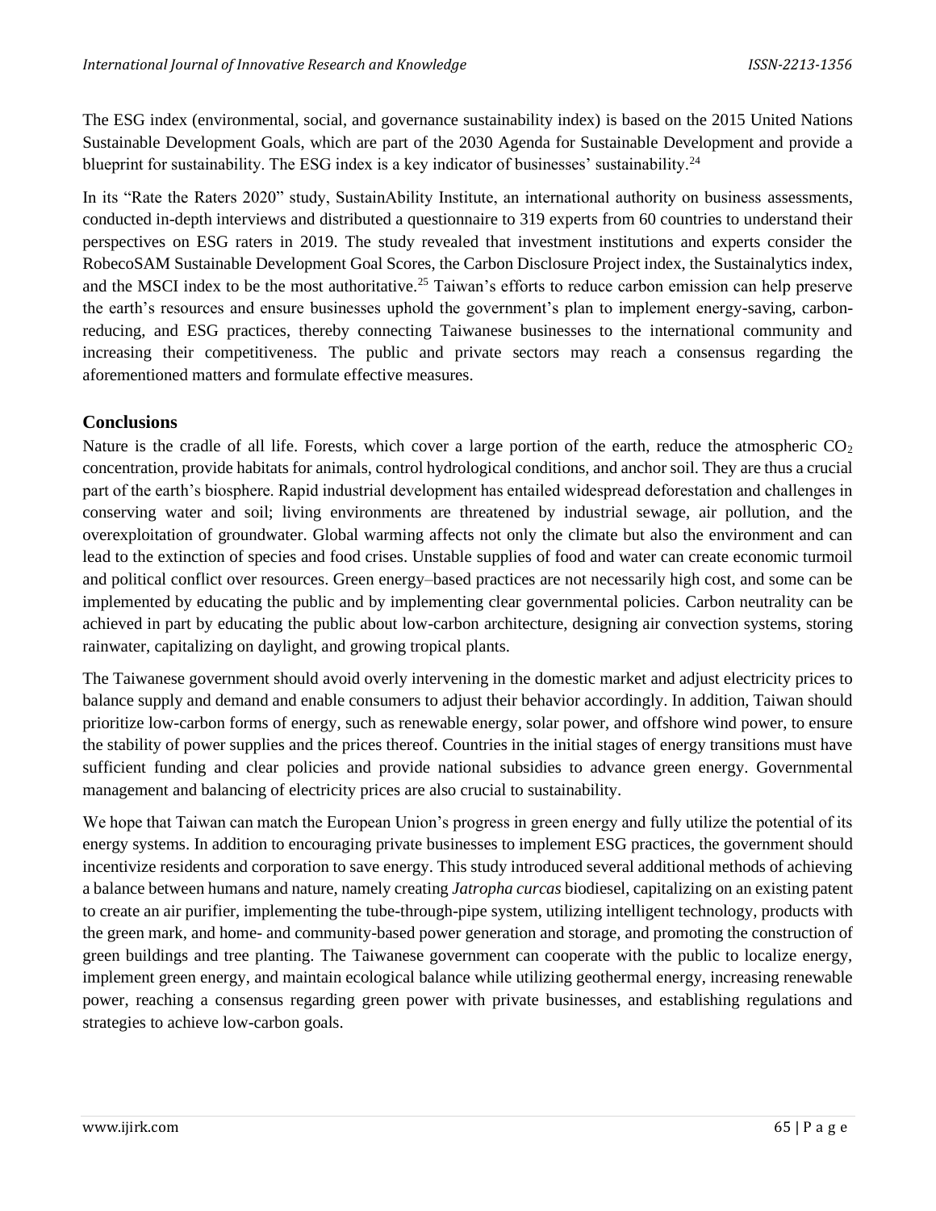The ESG index (environmental, social, and governance sustainability index) is based on the 2015 United Nations Sustainable Development Goals, which are part of the 2030 Agenda for Sustainable Development and provide a blueprint for sustainability. The ESG index is a key indicator of businesses' sustainability.[24]

In its "Rate the Raters 2020" study, SustainAbility Institute, an international authority on business assessments, conducted in-depth interviews and distributed a questionnaire to 319 experts from 60 countries to understand their perspectives on ESG raters in 2019. The study revealed that investment institutions and experts consider the RobecoSAM Sustainable Development Goal Scores, the Carbon Disclosure Project index, the Sustainalytics index, and the MSCI index to be the most authoritative.[25] Taiwan's efforts to reduce carbon emission can help preserve the earth's resources and ensure businesses uphold the government's plan to implement energy-saving, carbon-reducing, and ESG practices, thereby connecting Taiwanese businesses to the international community and increasing their competitiveness. The public and private sectors may reach a consensus regarding the aforementioned matters and formulate effective measures.

## Conclusions

Nature is the cradle of all life. Forests, which cover a large portion of the earth, reduce the atmospheric $CO_2$ concentration, provide habitats for animals, control hydrological conditions, and anchor soil. They are thus a crucial part of the earth's biosphere. Rapid industrial development has entailed widespread deforestation and challenges in conserving water and soil; living environments are threatened by industrial sewage, air pollution, and the overexploitation of groundwater. Global warming affects not only the climate but also the environment and can lead to the extinction of species and food crises. Unstable supplies of food and water can create economic turmoil and political conflict over resources. Green energy–based practices are not necessarily high cost, and some can be implemented by educating the public and by implementing clear governmental policies. Carbon neutrality can be achieved in part by educating the public about low-carbon architecture, designing air convection systems, storing rainwater, capitalizing on daylight, and growing tropical plants.

The Taiwanese government should avoid overly intervening in the domestic market and adjust electricity prices to balance supply and demand and enable consumers to adjust their behavior accordingly. In addition, Taiwan should prioritize low-carbon forms of energy, such as renewable energy, solar power, and offshore wind power, to ensure the stability of power supplies and the prices thereof. Countries in the initial stages of energy transitions must have sufficient funding and clear policies and provide national subsidies to advance green energy. Governmental management and balancing of electricity prices are also crucial to sustainability.

We hope that Taiwan can match the European Union's progress in green energy and fully utilize the potential of its energy systems. In addition to encouraging private businesses to implement ESG practices, the government should incentivize residents and corporation to save energy. This study introduced several additional methods of achieving a balance between humans and nature, namely creating *Jatropha curcas* biodiesel, capitalizing on an existing patent to create an air purifier, implementing the tube-through-pipe system, utilizing intelligent technology, products with the green mark, and home- and community-based power generation and storage, and promoting the construction of green buildings and tree planting. The Taiwanese government can cooperate with the public to localize energy, implement green energy, and maintain ecological balance while utilizing geothermal energy, increasing renewable power, reaching a consensus regarding green power with private businesses, and establishing regulations and strategies to achieve low-carbon goals.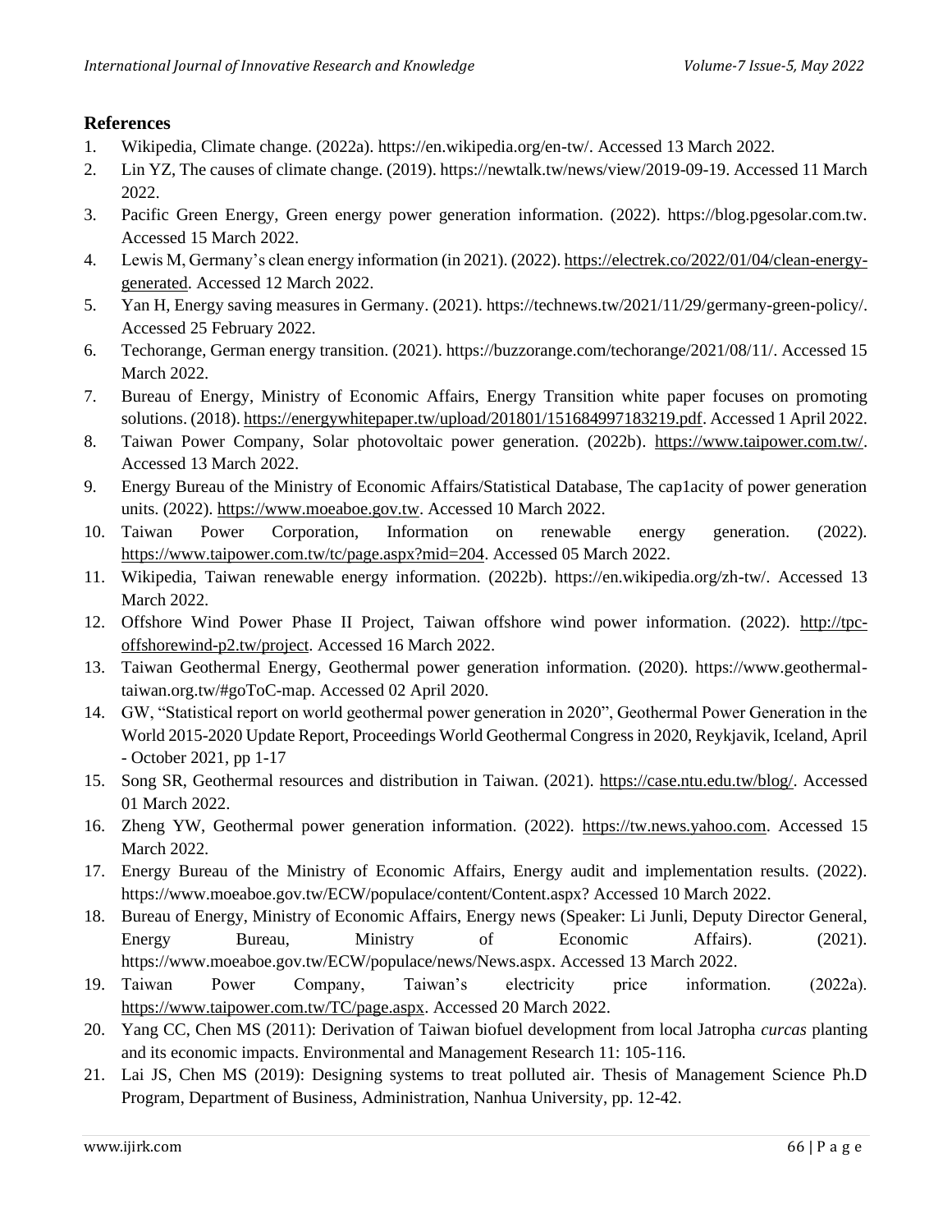## References

1. Wikipedia, Climate change. (2022a). https://en.wikipedia.org/en-tw/. Accessed 13 March 2022.
2. Lin YZ, The causes of climate change. (2019). https://newtalk.tw/news/view/2019-09-19. Accessed 11 March 2022.
3. Pacific Green Energy, Green energy power generation information. (2022). https://blog.pgesolar.com.tw. Accessed 15 March 2022.
4. Lewis M, Germany's clean energy information (in 2021). (2022). https://electrek.co/2022/01/04/clean-energy-generated. Accessed 12 March 2022.
5. Yan H, Energy saving measures in Germany. (2021). https://technews.tw/2021/11/29/germany-green-policy/. Accessed 25 February 2022.
6. Techorange, German energy transition. (2021). https://buzzorange.com/techorange/2021/08/11/. Accessed 15 March 2022.
7. Bureau of Energy, Ministry of Economic Affairs, Energy Transition white paper focuses on promoting solutions. (2018). https://energywhitepaper.tw/upload/201801/151684997183219.pdf. Accessed 1 April 2022.
8. Taiwan Power Company, Solar photovoltaic power generation. (2022b). https://www.taipower.com.tw/. Accessed 13 March 2022.
9. Energy Bureau of the Ministry of Economic Affairs/Statistical Database, The cap1acity of power generation units. (2022). https://www.moeaboe.gov.tw. Accessed 10 March 2022.
10. Taiwan Power Corporation, Information on renewable energy generation. (2022). https://www.taipower.com.tw/tc/page.aspx?mid=204. Accessed 05 March 2022.
11. Wikipedia, Taiwan renewable energy information. (2022b). https://en.wikipedia.org/zh-tw/. Accessed 13 March 2022.
12. Offshore Wind Power Phase II Project, Taiwan offshore wind power information. (2022). http://tpc-offshorewind-p2.tw/project. Accessed 16 March 2022.
13. Taiwan Geothermal Energy, Geothermal power generation information. (2020). https://www.geothermal-taiwan.org.tw/#goToC-map. Accessed 02 April 2020.
14. GW, "Statistical report on world geothermal power generation in 2020", Geothermal Power Generation in the World 2015-2020 Update Report, Proceedings World Geothermal Congress in 2020, Reykjavik, Iceland, April - October 2021, pp 1-17
15. Song SR, Geothermal resources and distribution in Taiwan. (2021). https://case.ntu.edu.tw/blog/. Accessed 01 March 2022.
16. Zheng YW, Geothermal power generation information. (2022). https://tw.news.yahoo.com. Accessed 15 March 2022.
17. Energy Bureau of the Ministry of Economic Affairs, Energy audit and implementation results. (2022). https://www.moeaboe.gov.tw/ECW/populace/content/Content.aspx? Accessed 10 March 2022.
18. Bureau of Energy, Ministry of Economic Affairs, Energy news (Speaker: Li Junli, Deputy Director General, Energy Bureau, Ministry of Economic Affairs). (2021). https://www.moeaboe.gov.tw/ECW/populace/news/News.aspx. Accessed 13 March 2022.
19. Taiwan Power Company, Taiwan's electricity price information. (2022a). https://www.taipower.com.tw/TC/page.aspx. Accessed 20 March 2022.
20. Yang CC, Chen MS (2011): Derivation of Taiwan biofuel development from local Jatropha *curcas* planting and its economic impacts. Environmental and Management Research 11: 105-116.
21. Lai JS, Chen MS (2019): Designing systems to treat polluted air. Thesis of Management Science Ph.D Program, Department of Business, Administration, Nanhua University, pp. 12-42.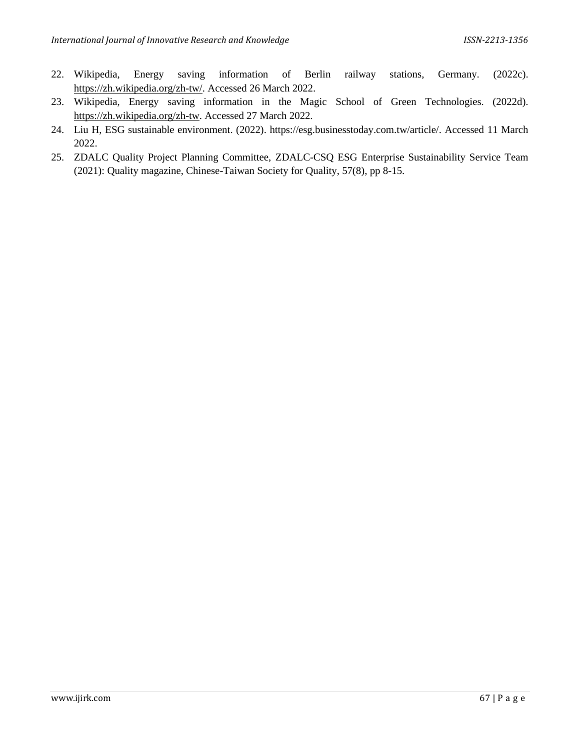22. Wikipedia, Energy saving information of Berlin railway stations, Germany. (2022c). https://zh.wikipedia.org/zh-tw/. Accessed 26 March 2022.
23. Wikipedia, Energy saving information in the Magic School of Green Technologies. (2022d). https://zh.wikipedia.org/zh-tw. Accessed 27 March 2022.
24. Liu H, ESG sustainable environment. (2022). https://esg.businesstoday.com.tw/article/. Accessed 11 March 2022.
25. ZDALC Quality Project Planning Committee, ZDALC-CSQ ESG Enterprise Sustainability Service Team (2021): Quality magazine, Chinese-Taiwan Society for Quality, 57(8), pp 8-15.